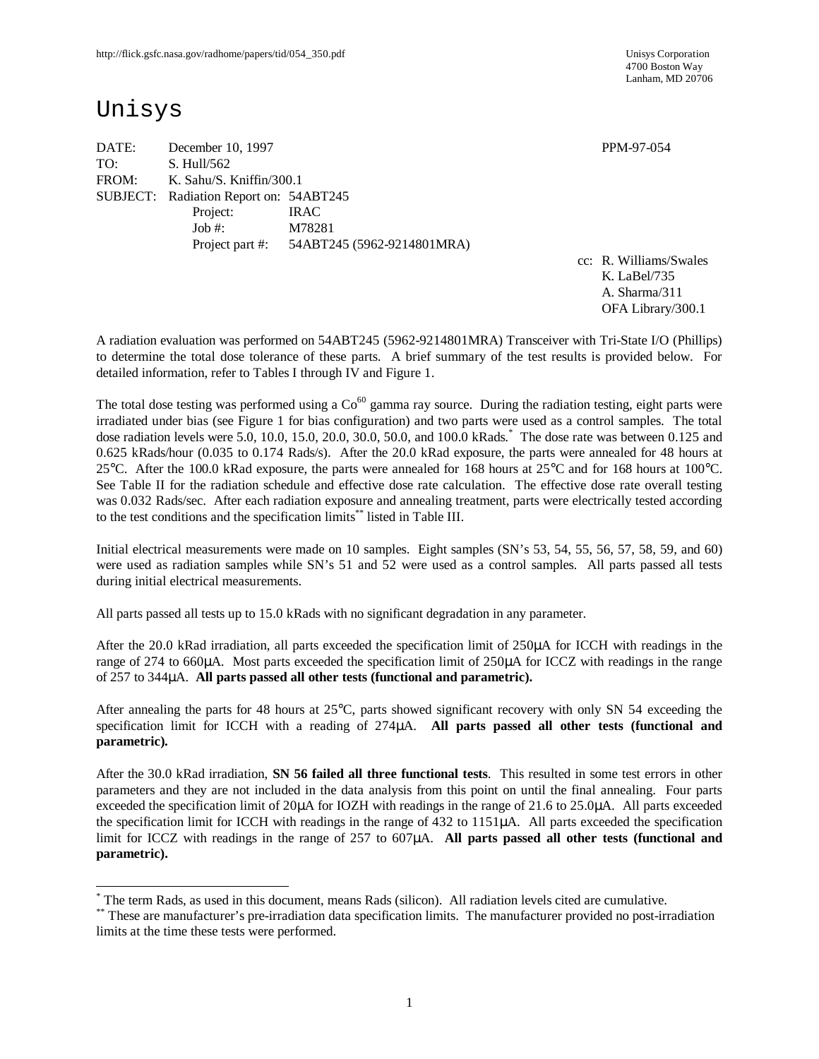http://flick.gsfc.nasa.gov/radhome/papers/tid/054_350.pdf

Unisys Corporation
4700 Boston Way
Lanham, MD 20706

# Unisys

DATE: December 10, 1997 PPM-97-054

TO: S. Hull/562

FROM: K. Sahu/S. Kniffin/300.1

SUBJECT: Radiation Report on: 54ABT245

Project: IRAC

Job #: M78281

Project part #: 54ABT245 (5962-9214801MRA)

cc: R. Williams/Swales
K. LaBel/735
A. Sharma/311
OFA Library/300.1

A radiation evaluation was performed on 54ABT245 (5962-9214801MRA) Transceiver with Tri-State I/O (Phillips) to determine the total dose tolerance of these parts. A brief summary of the test results is provided below. For detailed information, refer to Tables I through IV and Figure 1.

The total dose testing was performed using a $Co^{60}$ gamma ray source. During the radiation testing, eight parts were irradiated under bias (see Figure 1 for bias configuration) and two parts were used as a control samples. The total dose radiation levels were 5.0, 10.0, 15.0, 20.0, 30.0, 50.0, and 100.0 kRads.* The dose rate was between 0.125 and 0.625 kRads/hour (0.035 to 0.174 Rads/s). After the 20.0 kRad exposure, the parts were annealed for 48 hours at 25°C. After the 100.0 kRad exposure, the parts were annealed for 168 hours at 25°C and for 168 hours at 100°C. See Table II for the radiation schedule and effective dose rate calculation. The effective dose rate overall testing was 0.032 Rads/sec. After each radiation exposure and annealing treatment, parts were electrically tested according to the test conditions and the specification limits** listed in Table III.

Initial electrical measurements were made on 10 samples. Eight samples (SN's 53, 54, 55, 56, 57, 58, 59, and 60) were used as radiation samples while SN's 51 and 52 were used as a control samples. All parts passed all tests during initial electrical measurements.

All parts passed all tests up to 15.0 kRads with no significant degradation in any parameter.

After the 20.0 kRad irradiation, all parts exceeded the specification limit of 250µA for ICCH with readings in the range of 274 to 660µA. Most parts exceeded the specification limit of 250µA for ICCZ with readings in the range of 257 to 344µA. **All parts passed all other tests (functional and parametric).**

After annealing the parts for 48 hours at 25°C, parts showed significant recovery with only SN 54 exceeding the specification limit for ICCH with a reading of 274µA. **All parts passed all other tests (functional and parametric).**

After the 30.0 kRad irradiation, **SN 56 failed all three functional tests**. This resulted in some test errors in other parameters and they are not included in the data analysis from this point on until the final annealing. Four parts exceeded the specification limit of 20µA for IOZH with readings in the range of 21.6 to 25.0µA. All parts exceeded the specification limit for ICCH with readings in the range of 432 to 1151µA. All parts exceeded the specification limit for ICCZ with readings in the range of 257 to 607µA. **All parts passed all other tests (functional and parametric).**

---

* The term Rads, as used in this document, means Rads (silicon). All radiation levels cited are cumulative.

** These are manufacturer's pre-irradiation data specification limits. The manufacturer provided no post-irradiation limits at the time these tests were performed.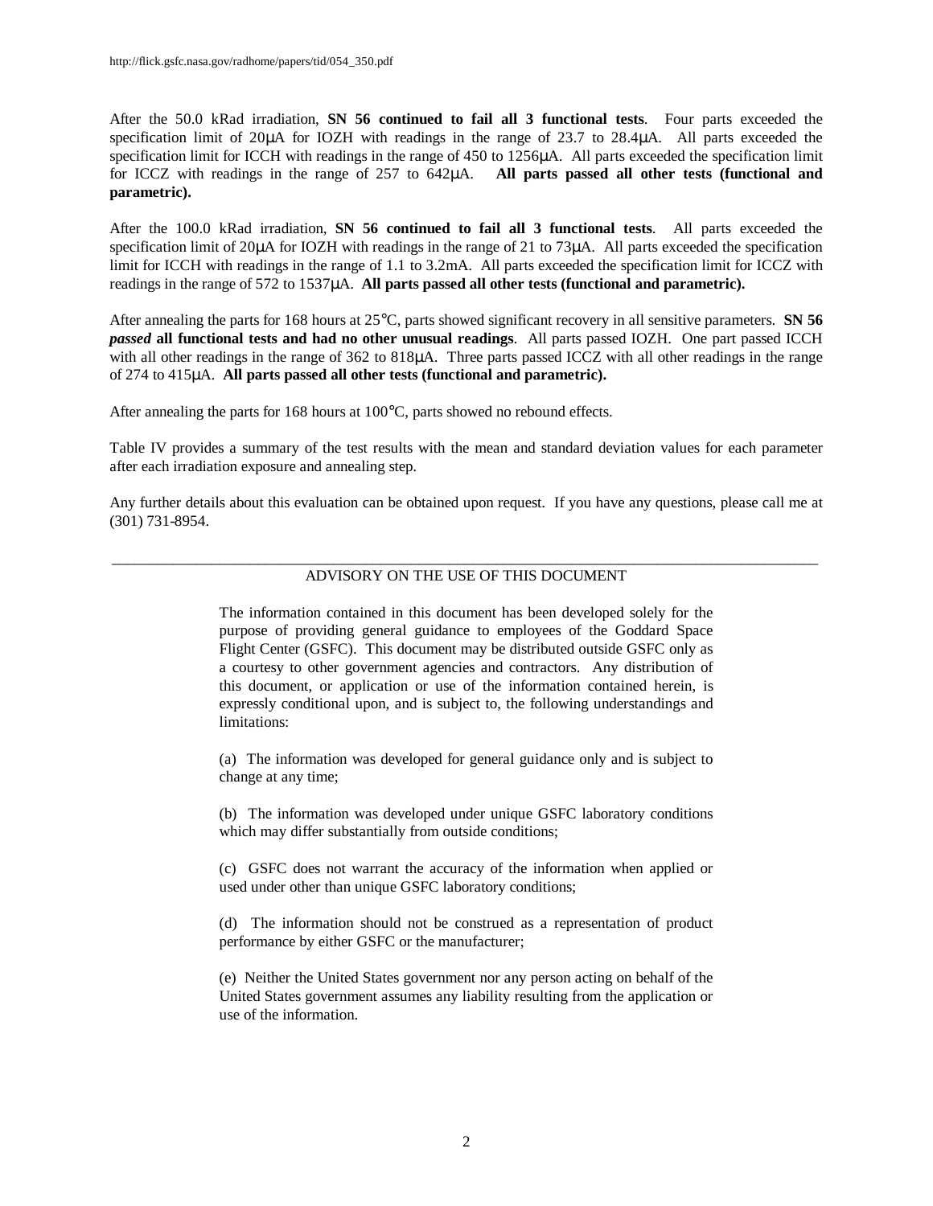After the 50.0 kRad irradiation, **SN 56 continued to fail all 3 functional tests**. Four parts exceeded the specification limit of 20μA for IOZH with readings in the range of 23.7 to 28.4μA. All parts exceeded the specification limit for ICCH with readings in the range of 450 to 1256μA. All parts exceeded the specification limit for ICCZ with readings in the range of 257 to 642μA. **All parts passed all other tests (functional and parametric).**

After the 100.0 kRad irradiation, **SN 56 continued to fail all 3 functional tests**. All parts exceeded the specification limit of 20μA for IOZH with readings in the range of 21 to 73μA. All parts exceeded the specification limit for ICCH with readings in the range of 1.1 to 3.2mA. All parts exceeded the specification limit for ICCZ with readings in the range of 572 to 1537μA. **All parts passed all other tests (functional and parametric).**

After annealing the parts for 168 hours at 25°C, parts showed significant recovery in all sensitive parameters. **SN 56 *passed* all functional tests and had no other unusual readings**. All parts passed IOZH. One part passed ICCH with all other readings in the range of 362 to 818μA. Three parts passed ICCZ with all other readings in the range of 274 to 415μA. **All parts passed all other tests (functional and parametric).**

After annealing the parts for 168 hours at 100°C, parts showed no rebound effects.

Table IV provides a summary of the test results with the mean and standard deviation values for each parameter after each irradiation exposure and annealing step.

Any further details about this evaluation can be obtained upon request. If you have any questions, please call me at (301) 731-8954.

---

ADVISORY ON THE USE OF THIS DOCUMENT

The information contained in this document has been developed solely for the purpose of providing general guidance to employees of the Goddard Space Flight Center (GSFC). This document may be distributed outside GSFC only as a courtesy to other government agencies and contractors. Any distribution of this document, or application or use of the information contained herein, is expressly conditional upon, and is subject to, the following understandings and limitations:

(a) The information was developed for general guidance only and is subject to change at any time;

(b) The information was developed under unique GSFC laboratory conditions which may differ substantially from outside conditions;

(c) GSFC does not warrant the accuracy of the information when applied or used under other than unique GSFC laboratory conditions;

(d) The information should not be construed as a representation of product performance by either GSFC or the manufacturer;

(e) Neither the United States government nor any person acting on behalf of the United States government assumes any liability resulting from the application or use of the information.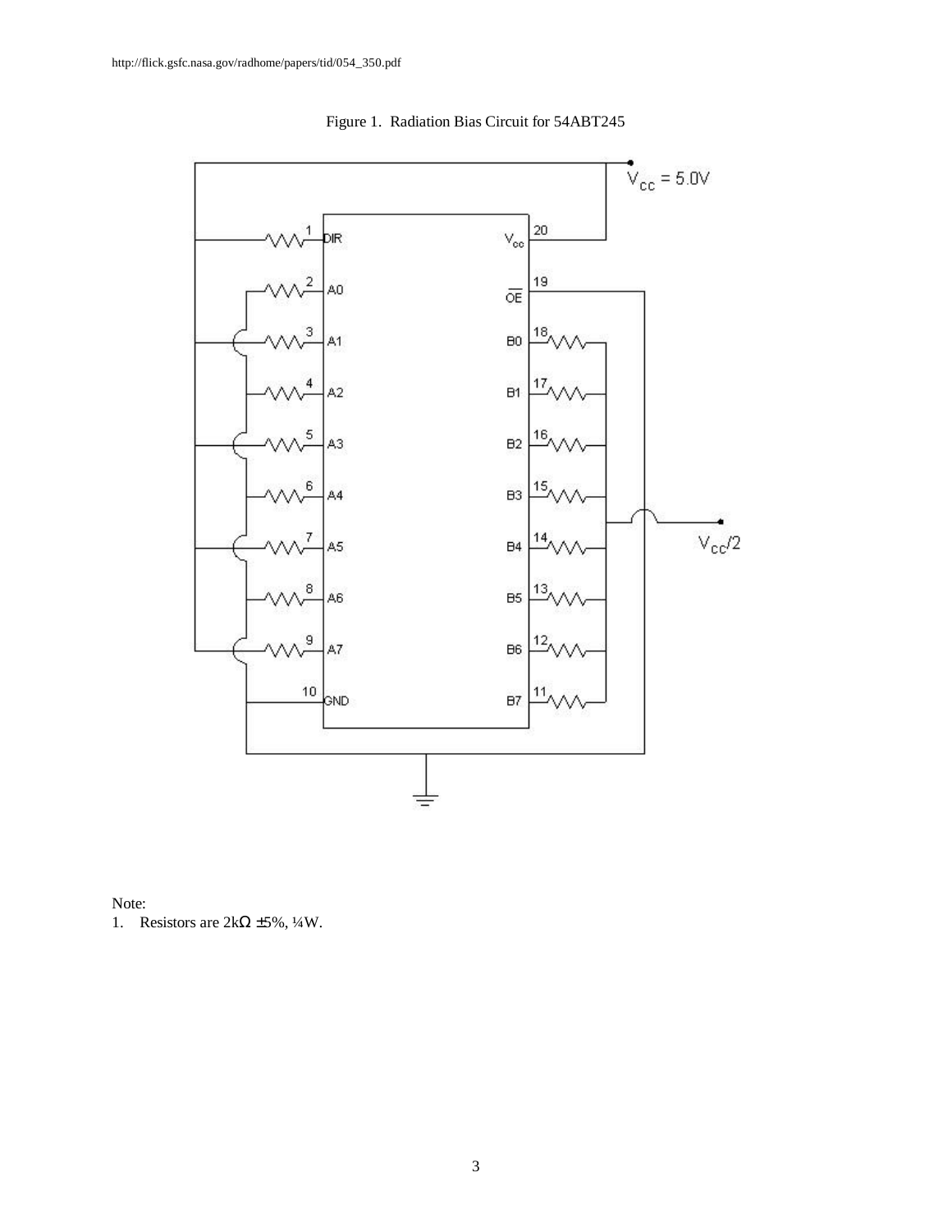http://flick.gsfc.nasa.gov/radhome/papers/tid/054_350.pdf

Figure 1. Radiation Bias Circuit for 54ABT245

Note:

1. Resistors are 2kΩ ±5%, ¼W.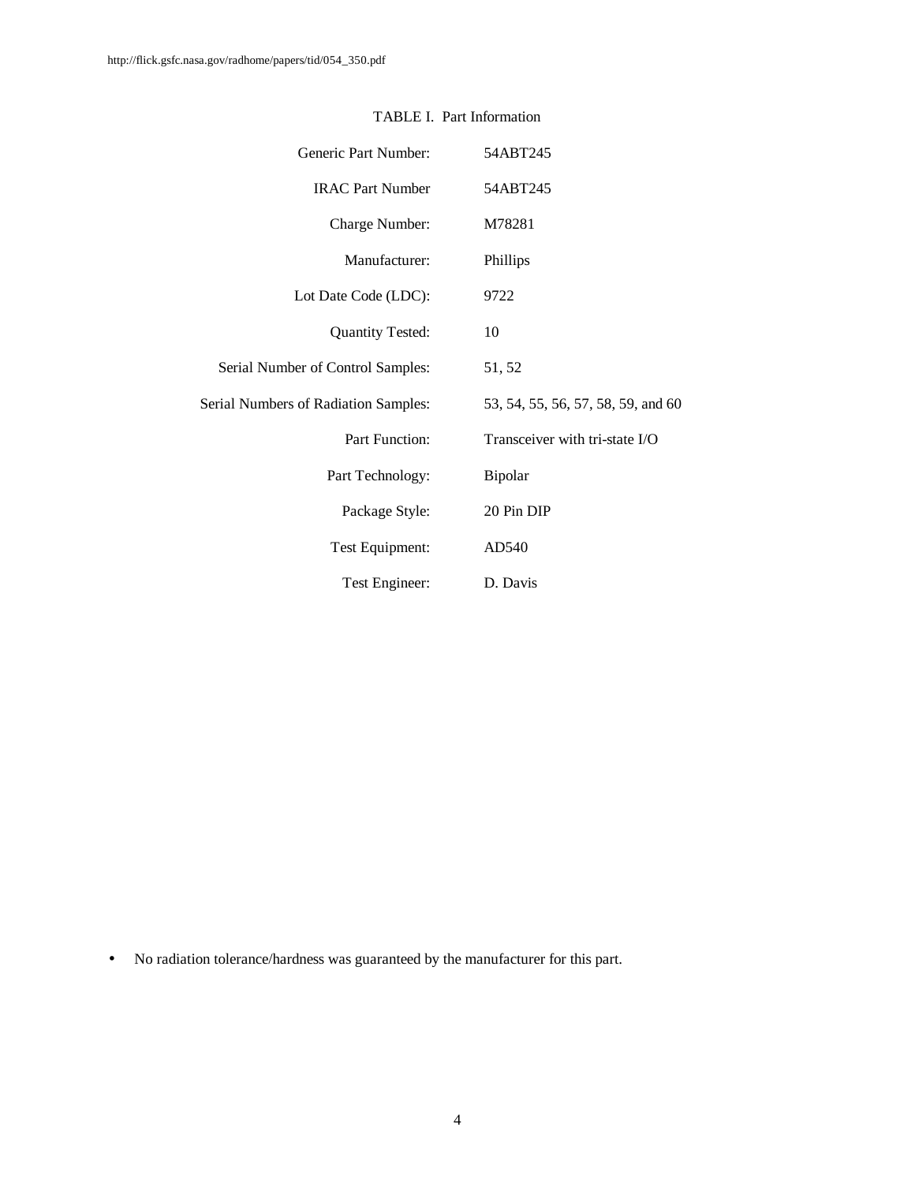TABLE I. Part Information

| | |
|---|---|
| Generic Part Number: | 54ABT245 |
| IRAC Part Number | 54ABT245 |
| Charge Number: | M78281 |
| Manufacturer: | Phillips |
| Lot Date Code (LDC): | 9722 |
| Quantity Tested: | 10 |
| Serial Number of Control Samples: | 51, 52 |
| Serial Numbers of Radiation Samples: | 53, 54, 55, 56, 57, 58, 59, and 60 |
| Part Function: | Transceiver with tri-state I/O |
| Part Technology: | Bipolar |
| Package Style: | 20 Pin DIP |
| Test Equipment: | AD540 |
| Test Engineer: | D. Davis |

- No radiation tolerance/hardness was guaranteed by the manufacturer for this part.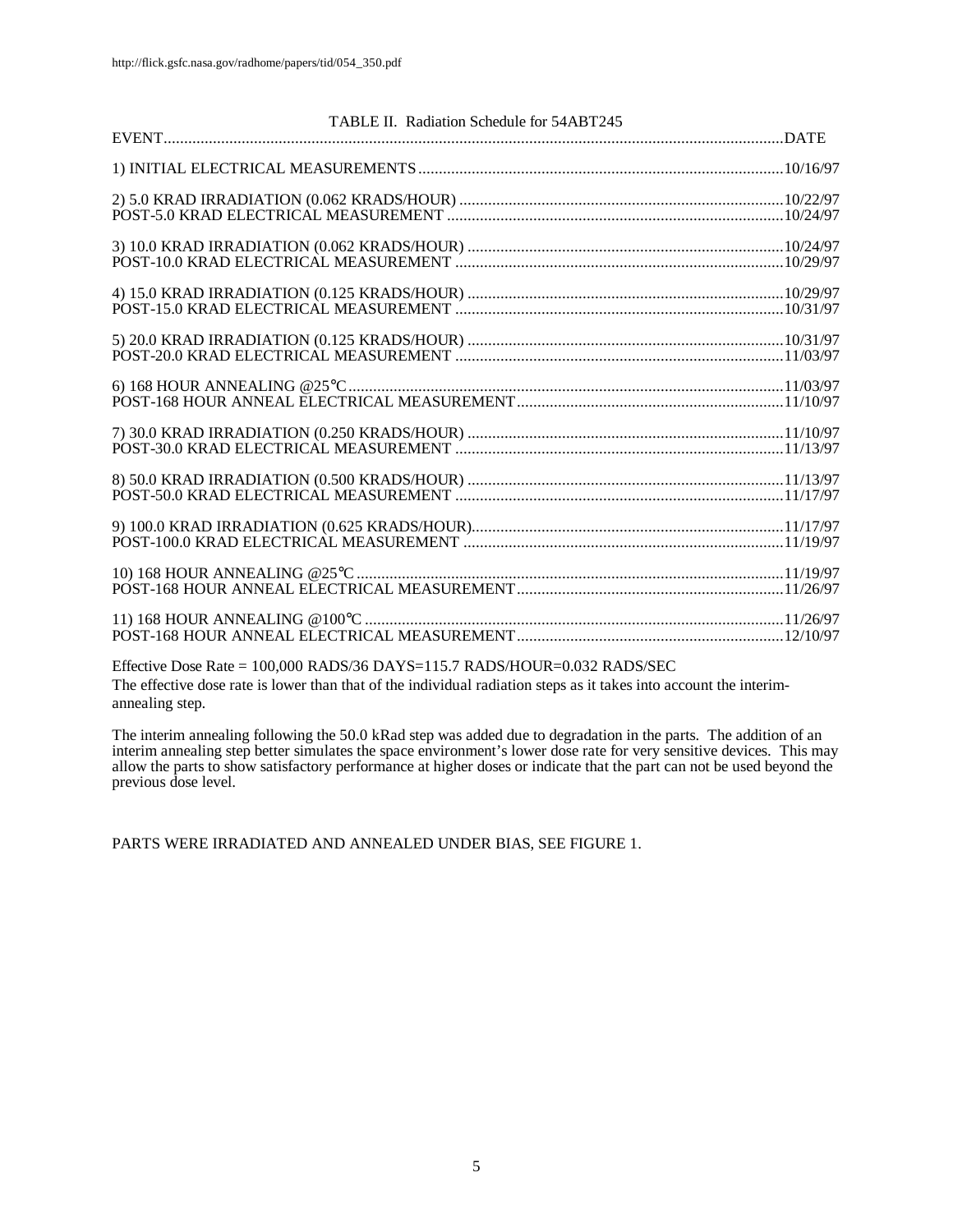TABLE II. Radiation Schedule for 54ABT245

| EVENT | DATE |
|---|---|
| 1) INITIAL ELECTRICAL MEASUREMENTS | 10/16/97 |
| 2) 5.0 KRAD IRRADIATION (0.062 KRADS/HOUR) | 10/22/97 |
| POST-5.0 KRAD ELECTRICAL MEASUREMENT | 10/24/97 |
| 3) 10.0 KRAD IRRADIATION (0.062 KRADS/HOUR) | 10/24/97 |
| POST-10.0 KRAD ELECTRICAL MEASUREMENT | 10/29/97 |
| 4) 15.0 KRAD IRRADIATION (0.125 KRADS/HOUR) | 10/29/97 |
| POST-15.0 KRAD ELECTRICAL MEASUREMENT | 10/31/97 |
| 5) 20.0 KRAD IRRADIATION (0.125 KRADS/HOUR) | 10/31/97 |
| POST-20.0 KRAD ELECTRICAL MEASUREMENT | 11/03/97 |
| 6) 168 HOUR ANNEALING @25°C | 11/03/97 |
| POST-168 HOUR ANNEAL ELECTRICAL MEASUREMENT | 11/10/97 |
| 7) 30.0 KRAD IRRADIATION (0.250 KRADS/HOUR) | 11/10/97 |
| POST-30.0 KRAD ELECTRICAL MEASUREMENT | 11/13/97 |
| 8) 50.0 KRAD IRRADIATION (0.500 KRADS/HOUR) | 11/13/97 |
| POST-50.0 KRAD ELECTRICAL MEASUREMENT | 11/17/97 |
| 9) 100.0 KRAD IRRADIATION (0.625 KRADS/HOUR) | 11/17/97 |
| POST-100.0 KRAD ELECTRICAL MEASUREMENT | 11/19/97 |
| 10) 168 HOUR ANNEALING @25°C | 11/19/97 |
| POST-168 HOUR ANNEAL ELECTRICAL MEASUREMENT | 11/26/97 |
| 11) 168 HOUR ANNEALING @100°C | 11/26/97 |
| POST-168 HOUR ANNEAL ELECTRICAL MEASUREMENT | 12/10/97 |

Effective Dose Rate = 100,000 RADS/36 DAYS=115.7 RADS/HOUR=0.032 RADS/SEC

The effective dose rate is lower than that of the individual radiation steps as it takes into account the interim-annealing step.

The interim annealing following the 50.0 kRad step was added due to degradation in the parts. The addition of an interim annealing step better simulates the space environment's lower dose rate for very sensitive devices. This may allow the parts to show satisfactory performance at higher doses or indicate that the part can not be used beyond the previous dose level.

PARTS WERE IRRADIATED AND ANNEALED UNDER BIAS, SEE FIGURE 1.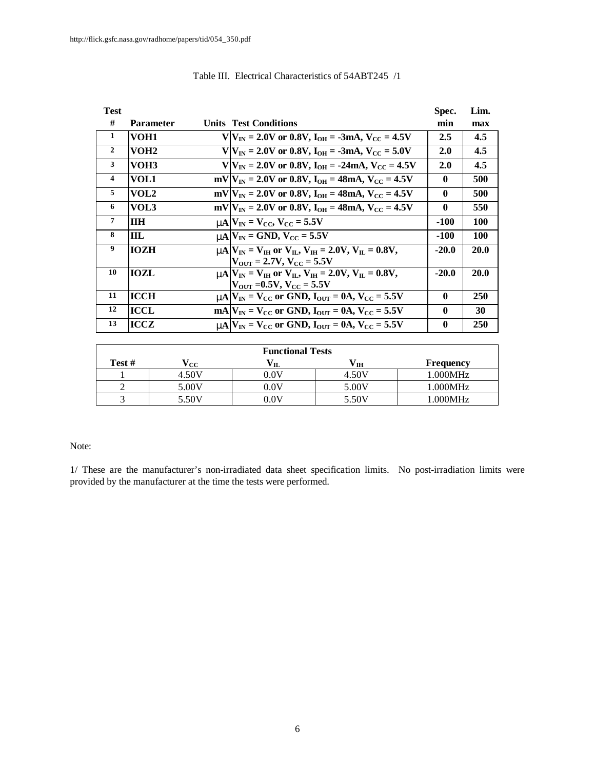http://flick.gsfc.nasa.gov/radhome/papers/tid/054_350.pdf

Table III. Electrical Characteristics of 54ABT245 /1

| Test # | Parameter | Units | Test Conditions | Spec. min | Lim. max |
|---|---|---|---|---|---|
| 1 | VOH1 | V | $V_{IN}$ = 2.0V or 0.8V, $I_{OH}$ = -3mA, $V_{CC}$ = 4.5V | 2.5 | 4.5 |
| 2 | VOH2 | V | $V_{IN}$ = 2.0V or 0.8V, $I_{OH}$ = -3mA, $V_{CC}$ = 5.0V | 2.0 | 4.5 |
| 3 | VOH3 | V | $V_{IN}$ = 2.0V or 0.8V, $I_{OH}$ = -24mA, $V_{CC}$ = 4.5V | 2.0 | 4.5 |
| 4 | VOL1 | mV | $V_{IN}$ = 2.0V or 0.8V, $I_{OH}$ = 48mA, $V_{CC}$ = 4.5V | 0 | 500 |
| 5 | VOL2 | mV | $V_{IN}$ = 2.0V or 0.8V, $I_{OH}$ = 48mA, $V_{CC}$ = 4.5V | 0 | 500 |
| 6 | VOL3 | mV | $V_{IN}$ = 2.0V or 0.8V, $I_{OH}$ = 48mA, $V_{CC}$ = 4.5V | 0 | 550 |
| 7 | IIH | µA | $V_{IN}$ = $V_{CC}$, $V_{CC}$ = 5.5V | -100 | 100 |
| 8 | IIL | µA | $V_{IN}$ = GND, $V_{CC}$ = 5.5V | -100 | 100 |
| 9 | IOZH | µA | $V_{IN}$ = $V_{IH}$ or $V_{IL}$, $V_{IH}$ = 2.0V, $V_{IL}$ = 0.8V, $V_{OUT}$ = 2.7V, $V_{CC}$ = 5.5V | -20.0 | 20.0 |
| 10 | IOZL | µA | $V_{IN}$ = $V_{IH}$ or $V_{IL}$, $V_{IH}$ = 2.0V, $V_{IL}$ = 0.8V, $V_{OUT}$ =0.5V, $V_{CC}$ = 5.5V | -20.0 | 20.0 |
| 11 | ICCH | µA | $V_{IN}$ = $V_{CC}$ or GND, $I_{OUT}$ = 0A, $V_{CC}$ = 5.5V | 0 | 250 |
| 12 | ICCL | mA | $V_{IN}$ = $V_{CC}$ or GND, $I_{OUT}$ = 0A, $V_{CC}$ = 5.5V | 0 | 30 |
| 13 | ICCZ | µA | $V_{IN}$ = $V_{CC}$ or GND, $I_{OUT}$ = 0A, $V_{CC}$ = 5.5V | 0 | 250 |

| Functional Tests | | | | |
|---|---|---|---|---|
| Test # | $V_{CC}$ | $V_{IL}$ | $V_{IH}$ | Frequency |
| 1 | 4.50V | 0.0V | 4.50V | 1.000MHz |
| 2 | 5.00V | 0.0V | 5.00V | 1.000MHz |
| 3 | 5.50V | 0.0V | 5.50V | 1.000MHz |

Note:

1/ These are the manufacturer's non-irradiated data sheet specification limits. No post-irradiation limits were provided by the manufacturer at the time the tests were performed.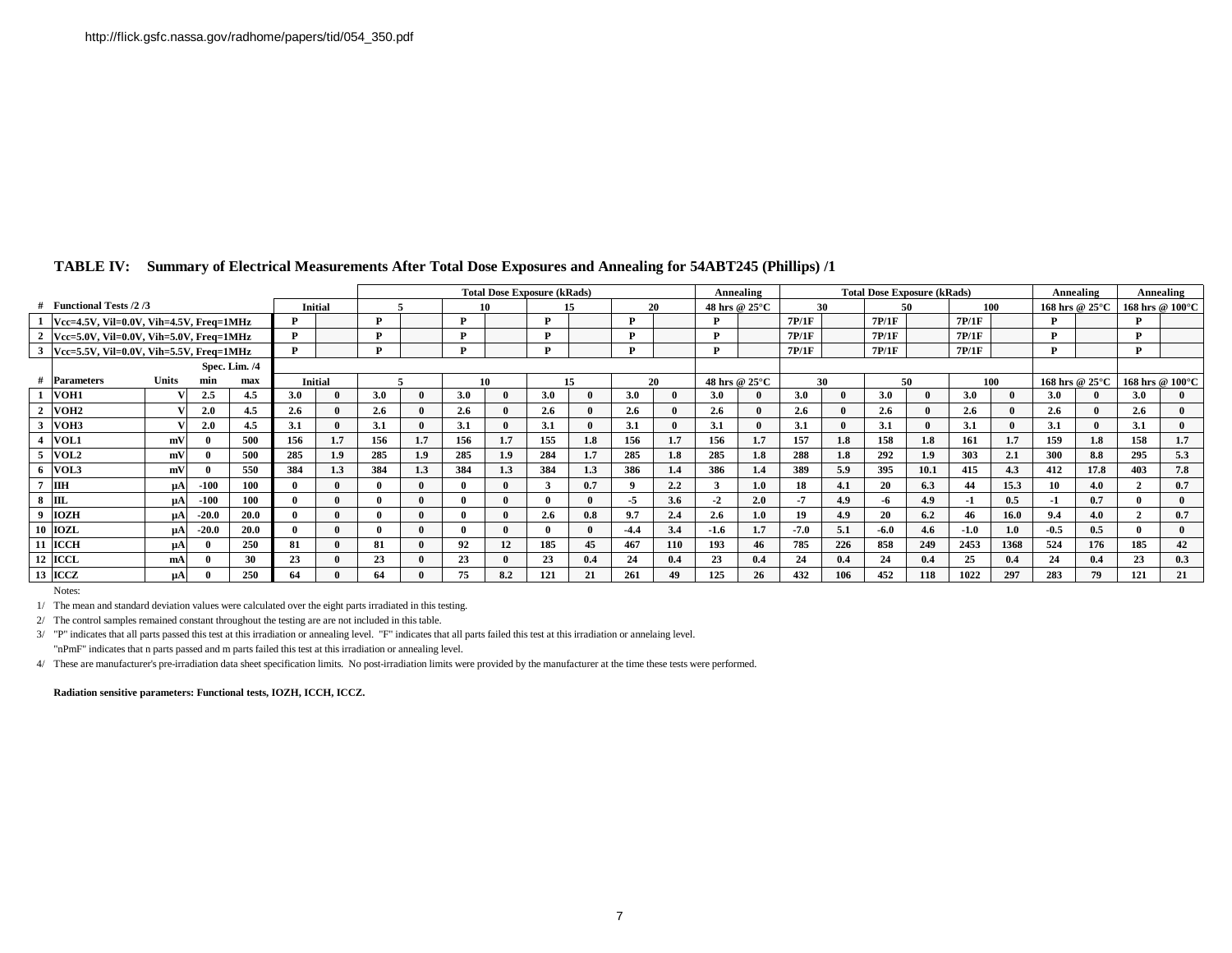http://flick.gsfc.nassa.gov/radhome/papers/tid/054_350.pdf

**TABLE IV: Summary of Electrical Measurements After Total Dose Exposures and Annealing for 54ABT245 (Phillips) /1**

| # | Functional Tests /2 /3 | | | | Initial | | Total Dose Exposure (kRads) 5 | | 10 | | 15 | | 20 | | Annealing 48 hrs @ 25°C | | Total Dose Exposure (kRads) 30 | | 50 | | 100 | | Annealing 168 hrs @ 25°C | | Annealing 168 hrs @ 100°C | |
|---|---|---|---|---|---|---|---|---|---|---|---|---|---|---|---|---|---|---|---|---|---|---|---|---|---|---|
| 1 | Vcc=4.5V, Vil=0.0V, Vih=4.5V, Freq=1MHz | | | | P | | P | | P | | P | | P | | P | | 7P/1F | | 7P/1F | | 7P/1F | | P | | P | |
| 2 | Vcc=5.0V, Vil=0.0V, Vih=5.0V, Freq=1MHz | | | | P | | P | | P | | P | | P | | P | | 7P/1F | | 7P/1F | | 7P/1F | | P | | P | |
| 3 | Vcc=5.5V, Vil=0.0V, Vih=5.5V, Freq=1MHz | | | | P | | P | | P | | P | | P | | P | | 7P/1F | | 7P/1F | | 7P/1F | | P | | P | |
| | | | Spec. Lim. /4 | | | | | | | | | | | | | | | | | | | | | | | |
| # | Parameters | Units | min | max | Initial | | 5 | | 10 | | 15 | | 20 | | 48 hrs @ 25°C | | 30 | | 50 | | 100 | | 168 hrs @ 25°C | | 168 hrs @ 100°C | |
| 1 | VOH1 | V | 2.5 | 4.5 | 3.0 | 0 | 3.0 | 0 | 3.0 | 0 | 3.0 | 0 | 3.0 | 0 | 3.0 | 0 | 3.0 | 0 | 3.0 | 0 | 3.0 | 0 | 3.0 | 0 | 3.0 | 0 |
| 2 | VOH2 | V | 2.0 | 4.5 | 2.6 | 0 | 2.6 | 0 | 2.6 | 0 | 2.6 | 0 | 2.6 | 0 | 2.6 | 0 | 2.6 | 0 | 2.6 | 0 | 2.6 | 0 | 2.6 | 0 | 2.6 | 0 |
| 3 | VOH3 | V | 2.0 | 4.5 | 3.1 | 0 | 3.1 | 0 | 3.1 | 0 | 3.1 | 0 | 3.1 | 0 | 3.1 | 0 | 3.1 | 0 | 3.1 | 0 | 3.1 | 0 | 3.1 | 0 | 3.1 | 0 |
| 4 | VOL1 | mV | 0 | 500 | 156 | 1.7 | 156 | 1.7 | 156 | 1.7 | 155 | 1.8 | 156 | 1.7 | 156 | 1.7 | 157 | 1.8 | 158 | 1.8 | 161 | 1.7 | 159 | 1.8 | 158 | 1.7 |
| 5 | VOL2 | mV | 0 | 500 | 285 | 1.9 | 285 | 1.9 | 285 | 1.9 | 284 | 1.7 | 285 | 1.8 | 285 | 1.8 | 288 | 1.8 | 292 | 1.9 | 303 | 2.1 | 300 | 8.8 | 295 | 5.3 |
| 6 | VOL3 | mV | 0 | 550 | 384 | 1.3 | 384 | 1.3 | 384 | 1.3 | 384 | 1.3 | 386 | 1.4 | 386 | 1.4 | 389 | 5.9 | 395 | 10.1 | 415 | 4.3 | 412 | 17.8 | 403 | 7.8 |
| 7 | IIH | µA | -100 | 100 | 0 | 0 | 0 | 0 | 0 | 0 | 3 | 0.7 | 9 | 2.2 | 3 | 1.0 | 18 | 4.1 | 20 | 6.3 | 44 | 15.3 | 10 | 4.0 | 2 | 0.7 |
| 8 | IIL | µA | -100 | 100 | 0 | 0 | 0 | 0 | 0 | 0 | 0 | 0 | -5 | 3.6 | -2 | 2.0 | -7 | 4.9 | -6 | 4.9 | -1 | 0.5 | -1 | 0.7 | 0 | 0 |
| 9 | IOZH | µA | -20.0 | 20.0 | 0 | 0 | 0 | 0 | 0 | 0 | 2.6 | 0.8 | 9.7 | 2.4 | 2.6 | 1.0 | 19 | 4.9 | 20 | 6.2 | 46 | 16.0 | 9.4 | 4.0 | 2 | 0.7 |
| 10 | IOZL | µA | -20.0 | 20.0 | 0 | 0 | 0 | 0 | 0 | 0 | 0 | 0 | -4.4 | 3.4 | -1.6 | 1.7 | -7.0 | 5.1 | -6.0 | 4.6 | -1.0 | 1.0 | -0.5 | 0.5 | 0 | 0 |
| 11 | ICCH | µA | 0 | 250 | 81 | 0 | 81 | 0 | 92 | 12 | 185 | 45 | 467 | 110 | 193 | 46 | 785 | 226 | 858 | 249 | 2453 | 1368 | 524 | 176 | 185 | 42 |
| 12 | ICCL | mA | 0 | 30 | 23 | 0 | 23 | 0 | 23 | 0 | 23 | 0.4 | 24 | 0.4 | 23 | 0.4 | 24 | 0.4 | 24 | 0.4 | 25 | 0.4 | 24 | 0.4 | 23 | 0.3 |
| 13 | ICCZ | µA | 0 | 250 | 64 | 0 | 64 | 0 | 75 | 8.2 | 121 | 21 | 261 | 49 | 125 | 26 | 432 | 106 | 452 | 118 | 1022 | 297 | 283 | 79 | 121 | 21 |

Notes:

1/ The mean and standard deviation values were calculated over the eight parts irradiated in this testing.

2/ The control samples remained constant throughout the testing are are not included in this table.

3/ "P" indicates that all parts passed this test at this irradiation or annealing level. "F" indicates that all parts failed this test at this irradiation or annelaing level.
"nPmF" indicates that n parts passed and m parts failed this test at this irradiation or annealing level.

4/ These are manufacturer's pre-irradiation data sheet specification limits. No post-irradiation limits were provided by the manufacturer at the time these tests were performed.

**Radiation sensitive parameters: Functional tests, IOZH, ICCH, ICCZ.**